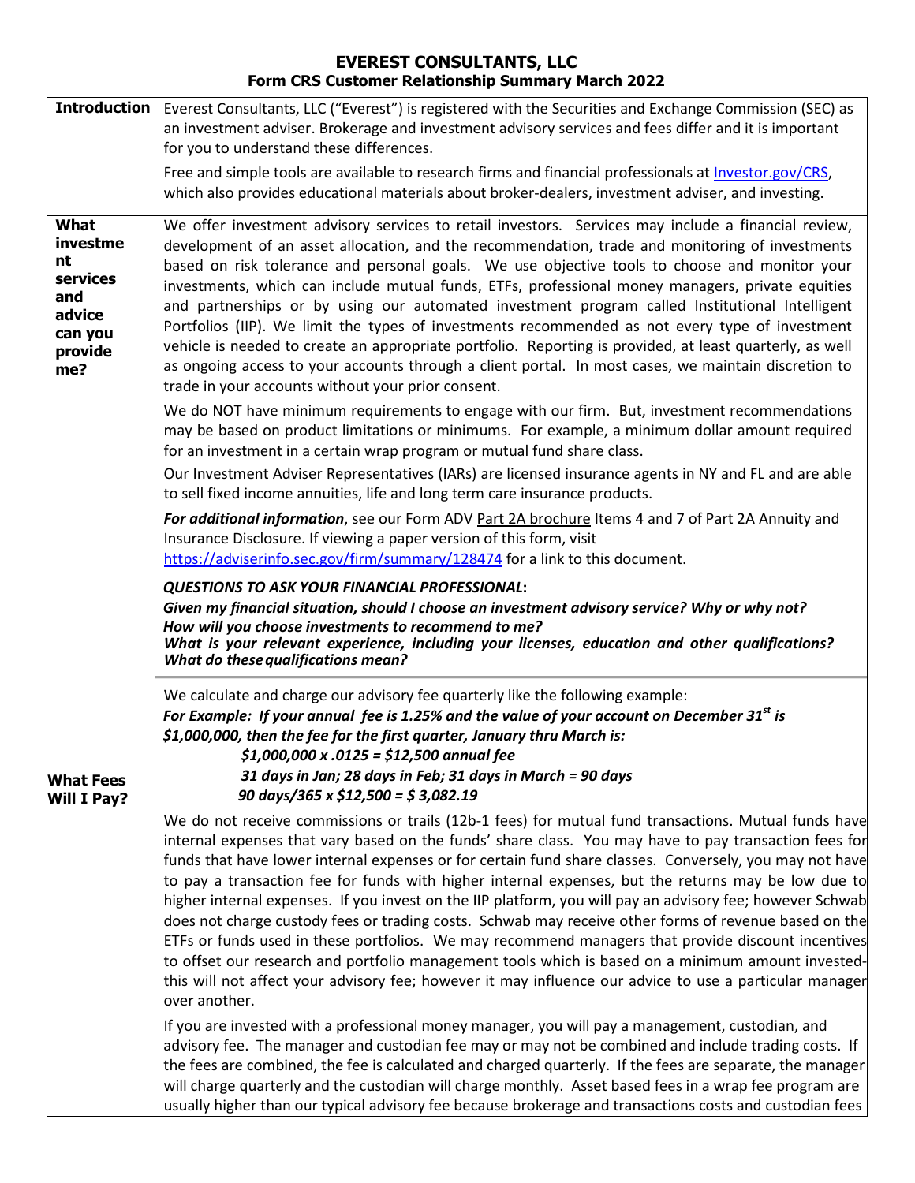# EVEREST CONSULTANTS, LLC
## Form CRS Customer Relationship Summary March 2022

### Introduction

Everest Consultants, LLC ("Everest") is registered with the Securities and Exchange Commission (SEC) as an investment adviser. Brokerage and investment advisory services and fees differ and it is important for you to understand these differences.

Free and simple tools are available to research firms and financial professionals at [Investor.gov/CRS](Investor.gov/CRS), which also provides educational materials about broker-dealers, investment adviser, and investing.

### What investment services and advice can you provide me?

We offer investment advisory services to retail investors. Services may include a financial review, development of an asset allocation, and the recommendation, trade and monitoring of investments based on risk tolerance and personal goals. We use objective tools to choose and monitor your investments, which can include mutual funds, ETFs, professional money managers, private equities and partnerships or by using our automated investment program called Institutional Intelligent Portfolios (IIP). We limit the types of investments recommended as not every type of investment vehicle is needed to create an appropriate portfolio. Reporting is provided, at least quarterly, as well as ongoing access to your accounts through a client portal. In most cases, we maintain discretion to trade in your accounts without your prior consent.

We do NOT have minimum requirements to engage with our firm. But, investment recommendations may be based on product limitations or minimums. For example, a minimum dollar amount required for an investment in a certain wrap program or mutual fund share class.

Our Investment Adviser Representatives (IARs) are licensed insurance agents in NY and FL and are able to sell fixed income annuities, life and long term care insurance products.

***For additional information***, see our Form ADV Part 2A brochure Items 4 and 7 of Part 2A Annuity and Insurance Disclosure. If viewing a paper version of this form, visit [https://adviserinfo.sec.gov/firm/summary/128474](https://adviserinfo.sec.gov/firm/summary/128474) for a link to this document.

***QUESTIONS TO ASK YOUR FINANCIAL PROFESSIONAL*:**
***Given my financial situation, should I choose an investment advisory service? Why or why not?***
***How will you choose investments to recommend to me?***
***What is your relevant experience, including your licenses, education and other qualifications? What do these qualifications mean?***

### What Fees Will I Pay?

We calculate and charge our advisory fee quarterly like the following example:

***For Example: If your annual fee is 1.25% and the value of your account on December 31st is $1,000,000, then the fee for the first quarter, January thru March is:***

***$1,000,000 x .0125 = $12,500 annual fee***
***31 days in Jan; 28 days in Feb; 31 days in March = 90 days***
***90 days/365 x $12,500 = $ 3,082.19***

We do not receive commissions or trails (12b-1 fees) for mutual fund transactions. Mutual funds have internal expenses that vary based on the funds' share class. You may have to pay transaction fees for funds that have lower internal expenses or for certain fund share classes. Conversely, you may not have to pay a transaction fee for funds with higher internal expenses, but the returns may be low due to higher internal expenses. If you invest on the IIP platform, you will pay an advisory fee; however Schwab does not charge custody fees or trading costs. Schwab may receive other forms of revenue based on the ETFs or funds used in these portfolios. We may recommend managers that provide discount incentives to offset our research and portfolio management tools which is based on a minimum amount invested-this will not affect your advisory fee; however it may influence our advice to use a particular manager over another.

If you are invested with a professional money manager, you will pay a management, custodian, and advisory fee. The manager and custodian fee may or may not be combined and include trading costs. If the fees are combined, the fee is calculated and charged quarterly. If the fees are separate, the manager will charge quarterly and the custodian will charge monthly. Asset based fees in a wrap fee program are usually higher than our typical advisory fee because brokerage and transactions costs and custodian fees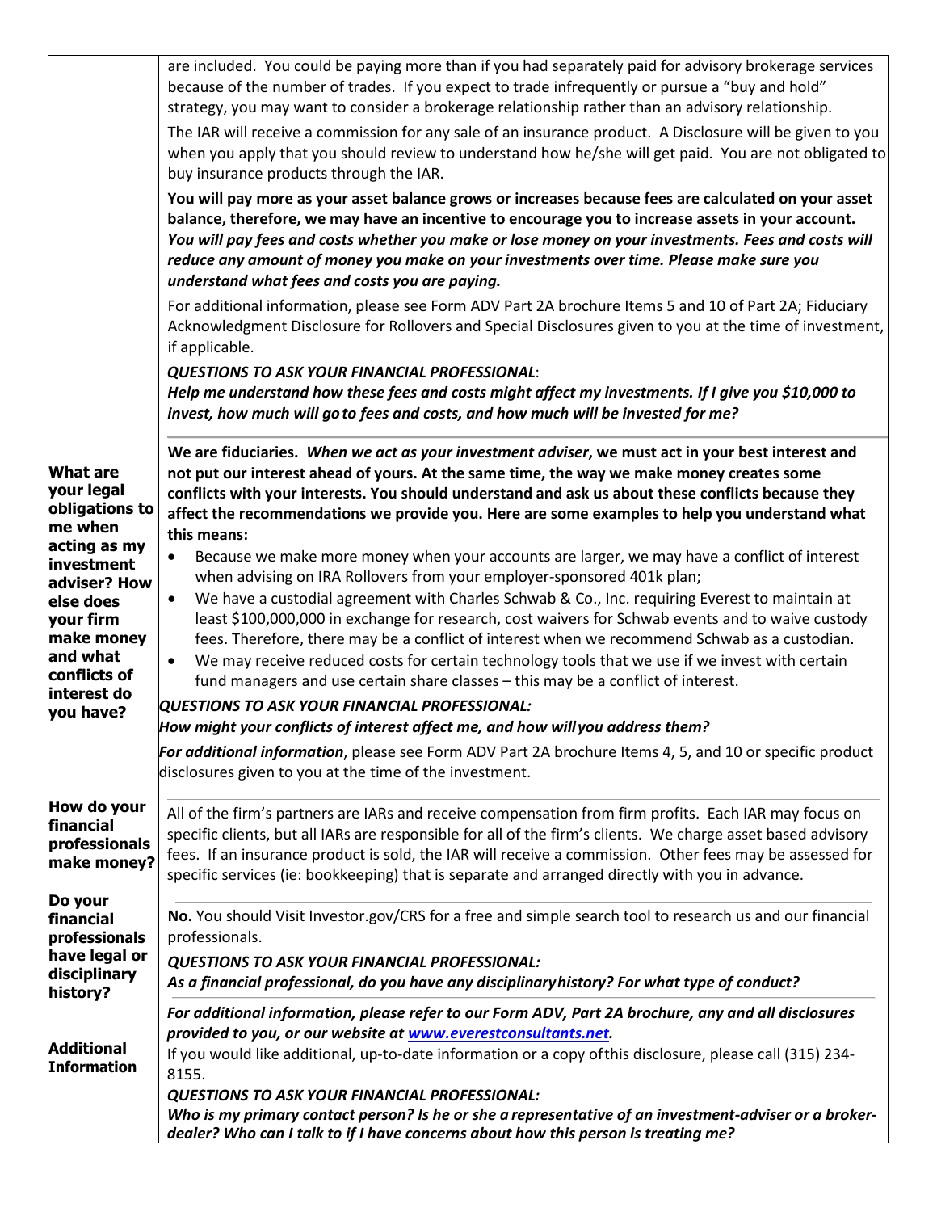are included. You could be paying more than if you had separately paid for advisory brokerage services because of the number of trades. If you expect to trade infrequently or pursue a "buy and hold" strategy, you may want to consider a brokerage relationship rather than an advisory relationship.

The IAR will receive a commission for any sale of an insurance product. A Disclosure will be given to you when you apply that you should review to understand how he/she will get paid. You are not obligated to buy insurance products through the IAR.

**You will pay more as your asset balance grows or increases because fees are calculated on your asset balance, therefore, we may have an incentive to encourage you to increase assets in your account.** ***You will pay fees and costs whether you make or lose money on your investments. Fees and costs will reduce any amount of money you make on your investments over time. Please make sure you understand what fees and costs you are paying.***

For additional information, please see Form ADV Part 2A brochure Items 5 and 10 of Part 2A; Fiduciary Acknowledgment Disclosure for Rollovers and Special Disclosures given to you at the time of investment, if applicable.

***QUESTIONS TO ASK YOUR FINANCIAL PROFESSIONAL*:**
***Help me understand how these fees and costs might affect my investments. If I give you $10,000 to invest, how much will go to fees and costs, and how much will be invested for me?***

## What are your legal obligations to me when acting as my investment adviser? How else does your firm make money and what conflicts of interest do you have?

**We are fiduciaries.** ***When we act as your investment adviser*, we must act in your best interest and not put our interest ahead of yours. At the same time, the way we make money creates some conflicts with your interests. You should understand and ask us about these conflicts because they affect the recommendations we provide you. Here are some examples to help you understand what this means:**

- Because we make more money when your accounts are larger, we may have a conflict of interest when advising on IRA Rollovers from your employer-sponsored 401k plan;
- We have a custodial agreement with Charles Schwab & Co., Inc. requiring Everest to maintain at least $100,000,000 in exchange for research, cost waivers for Schwab events and to waive custody fees. Therefore, there may be a conflict of interest when we recommend Schwab as a custodian.
- We may receive reduced costs for certain technology tools that we use if we invest with certain fund managers and use certain share classes – this may be a conflict of interest.

***QUESTIONS TO ASK YOUR FINANCIAL PROFESSIONAL:***
***How might your conflicts of interest affect me, and how will you address them?***

***For additional information***, please see Form ADV Part 2A brochure Items 4, 5, and 10 or specific product disclosures given to you at the time of the investment.

## How do your financial professionals make money?

All of the firm's partners are IARs and receive compensation from firm profits. Each IAR may focus on specific clients, but all IARs are responsible for all of the firm's clients. We charge asset based advisory fees. If an insurance product is sold, the IAR will receive a commission. Other fees may be assessed for specific services (ie: bookkeeping) that is separate and arranged directly with you in advance.

## Do your financial professionals have legal or disciplinary history?

**No.** You should Visit Investor.gov/CRS for a free and simple search tool to research us and our financial professionals.

***QUESTIONS TO ASK YOUR FINANCIAL PROFESSIONAL:***
***As a financial professional, do you have any disciplinary history? For what type of conduct?***

## Additional Information

***For additional information, please refer to our Form ADV, Part 2A brochure, any and all disclosures provided to you, or our website at www.everestconsultants.net.***

If you would like additional, up-to-date information or a copy of this disclosure, please call (315) 234-8155.

***QUESTIONS TO ASK YOUR FINANCIAL PROFESSIONAL:***
***Who is my primary contact person? Is he or she a representative of an investment-adviser or a broker-dealer? Who can I talk to if I have concerns about how this person is treating me?***